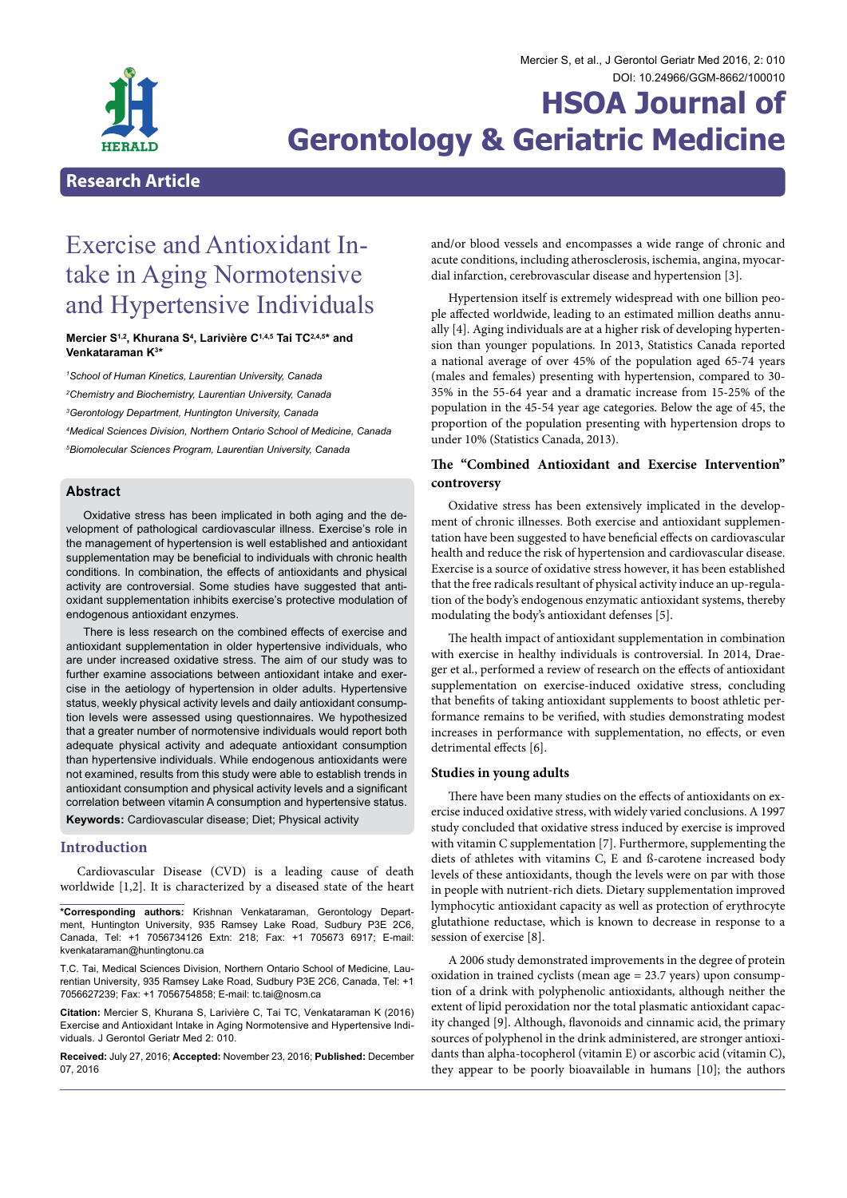# Research Article

# Exercise and Antioxidant Intake in Aging Normotensive and Hypertensive Individuals

**Mercier S[1,2], Khurana S[4], Larivière C[1,4,5] Tai TC[2,4,5]* and Venkataraman K[3]***

[1]School of Human Kinetics, Laurentian University, Canada

[2]Chemistry and Biochemistry, Laurentian University, Canada

[3]Gerontology Department, Huntington University, Canada

[4]Medical Sciences Division, Northern Ontario School of Medicine, Canada

[5]Biomolecular Sciences Program, Laurentian University, Canada

## Abstract

Oxidative stress has been implicated in both aging and the development of pathological cardiovascular illness. Exercise's role in the management of hypertension is well established and antioxidant supplementation may be beneficial to individuals with chronic health conditions. In combination, the effects of antioxidants and physical activity are controversial. Some studies have suggested that antioxidant supplementation inhibits exercise's protective modulation of endogenous antioxidant enzymes.

There is less research on the combined effects of exercise and antioxidant supplementation in older hypertensive individuals, who are under increased oxidative stress. The aim of our study was to further examine associations between antioxidant intake and exercise in the aetiology of hypertension in older adults. Hypertensive status, weekly physical activity levels and daily antioxidant consumption levels were assessed using questionnaires. We hypothesized that a greater number of normotensive individuals would report both adequate physical activity and adequate antioxidant consumption than hypertensive individuals. While endogenous antioxidants were not examined, results from this study were able to establish trends in antioxidant consumption and physical activity levels and a significant correlation between vitamin A consumption and hypertensive status.

**Keywords:** Cardiovascular disease; Diet; Physical activity

## Introduction

Cardiovascular Disease (CVD) is a leading cause of death worldwide [1,2]. It is characterized by a diseased state of the heart and/or blood vessels and encompasses a wide range of chronic and acute conditions, including atherosclerosis, ischemia, angina, myocardial infarction, cerebrovascular disease and hypertension [3].

Hypertension itself is extremely widespread with one billion people affected worldwide, leading to an estimated million deaths annually [4]. Aging individuals are at a higher risk of developing hypertension than younger populations. In 2013, Statistics Canada reported a national average of over 45% of the population aged 65-74 years (males and females) presenting with hypertension, compared to 30-35% in the 55-64 year and a dramatic increase from 15-25% of the population in the 45-54 year age categories. Below the age of 45, the proportion of the population presenting with hypertension drops to under 10% (Statistics Canada, 2013).

### The "Combined Antioxidant and Exercise Intervention" controversy

Oxidative stress has been extensively implicated in the development of chronic illnesses. Both exercise and antioxidant supplementation have been suggested to have beneficial effects on cardiovascular health and reduce the risk of hypertension and cardiovascular disease. Exercise is a source of oxidative stress however, it has been established that the free radicals resultant of physical activity induce an up-regulation of the body's endogenous enzymatic antioxidant systems, thereby modulating the body's antioxidant defenses [5].

The health impact of antioxidant supplementation in combination with exercise in healthy individuals is controversial. In 2014, Draeger et al., performed a review of research on the effects of antioxidant supplementation on exercise-induced oxidative stress, concluding that benefits of taking antioxidant supplements to boost athletic performance remains to be verified, with studies demonstrating modest increases in performance with supplementation, no effects, or even detrimental effects [6].

### Studies in young adults

There have been many studies on the effects of antioxidants on exercise induced oxidative stress, with widely varied conclusions. A 1997 study concluded that oxidative stress induced by exercise is improved with vitamin C supplementation [7]. Furthermore, supplementing the diets of athletes with vitamins C, E and ß-carotene increased body levels of these antioxidants, though the levels were on par with those in people with nutrient-rich diets. Dietary supplementation improved lymphocytic antioxidant capacity as well as protection of erythrocyte glutathione reductase, which is known to decrease in response to a session of exercise [8].

A 2006 study demonstrated improvements in the degree of protein oxidation in trained cyclists (mean age = 23.7 years) upon consumption of a drink with polyphenolic antioxidants, although neither the extent of lipid peroxidation nor the total plasmatic antioxidant capacity changed [9]. Although, flavonoids and cinnamic acid, the primary sources of polyphenol in the drink administered, are stronger antioxidants than alpha-tocopherol (vitamin E) or ascorbic acid (vitamin C), they appear to be poorly bioavailable in humans [10]; the authors

**\*Corresponding authors:** Krishnan Venkataraman, Gerontology Department, Huntington University, 935 Ramsey Lake Road, Sudbury P3E 2C6, Canada, Tel: +1 7056734126 Extn: 218; Fax: +1 705673 6917; E-mail: kvenkataraman@huntingtonu.ca

T.C. Tai, Medical Sciences Division, Northern Ontario School of Medicine, Laurentian University, 935 Ramsey Lake Road, Sudbury P3E 2C6, Canada, Tel: +1 7056627239; Fax: +1 7056754858; E-mail: tc.tai@nosm.ca

**Citation:** Mercier S, Khurana S, Larivière C, Tai TC, Venkataraman K (2016) Exercise and Antioxidant Intake in Aging Normotensive and Hypertensive Individuals. J Gerontol Geriatr Med 2: 010.

**Received:** July 27, 2016; **Accepted:** November 23, 2016; **Published:** December 07, 2016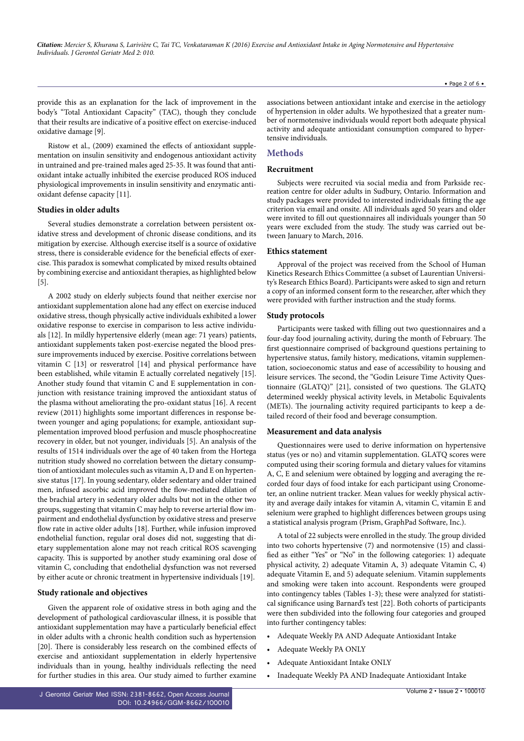provide this as an explanation for the lack of improvement in the body's "Total Antioxidant Capacity" (TAC), though they conclude that their results are indicative of a positive effect on exercise-induced oxidative damage [9].

Ristow et al., (2009) examined the effects of antioxidant supplementation on insulin sensitivity and endogenous antioxidant activity in untrained and pre-trained males aged 25-35. It was found that antioxidant intake actually inhibited the exercise produced ROS induced physiological improvements in insulin sensitivity and enzymatic antioxidant defense capacity [11].

### Studies in older adults

Several studies demonstrate a correlation between persistent oxidative stress and development of chronic disease conditions, and its mitigation by exercise. Although exercise itself is a source of oxidative stress, there is considerable evidence for the beneficial effects of exercise. This paradox is somewhat complicated by mixed results obtained by combining exercise and antioxidant therapies, as highlighted below [5].

A 2002 study on elderly subjects found that neither exercise nor antioxidant supplementation alone had any effect on exercise induced oxidative stress, though physically active individuals exhibited a lower oxidative response to exercise in comparison to less active individuals [12]. In mildly hypertensive elderly (mean age: 71 years) patients, antioxidant supplements taken post-exercise negated the blood pressure improvements induced by exercise. Positive correlations between vitamin C [13] or resveratrol [14] and physical performance have been established, while vitamin E actually correlated negatively [15]. Another study found that vitamin C and E supplementation in conjunction with resistance training improved the antioxidant status of the plasma without ameliorating the pro-oxidant status [16]. A recent review (2011) highlights some important differences in response between younger and aging populations; for example, antioxidant supplementation improved blood perfusion and muscle phosphocreatine recovery in older, but not younger, individuals [5]. An analysis of the results of 1514 individuals over the age of 40 taken from the Hortega nutrition study showed no correlation between the dietary consumption of antioxidant molecules such as vitamin A, D and E on hypertensive status [17]. In young sedentary, older sedentary and older trained men, infused ascorbic acid improved the flow-mediated dilation of the brachial artery in sedentary older adults but not in the other two groups, suggesting that vitamin C may help to reverse arterial flow impairment and endothelial dysfunction by oxidative stress and preserve flow rate in active older adults [18]. Further, while infusion improved endothelial function, regular oral doses did not, suggesting that dietary supplementation alone may not reach critical ROS scavenging capacity. This is supported by another study examining oral dose of vitamin C, concluding that endothelial dysfunction was not reversed by either acute or chronic treatment in hypertensive individuals [19].

### Study rationale and objectives

Given the apparent role of oxidative stress in both aging and the development of pathological cardiovascular illness, it is possible that antioxidant supplementation may have a particularly beneficial effect in older adults with a chronic health condition such as hypertension [20]. There is considerably less research on the combined effects of exercise and antioxidant supplementation in elderly hypertensive individuals than in young, healthy individuals reflecting the need for further studies in this area. Our study aimed to further examine associations between antioxidant intake and exercise in the aetiology of hypertension in older adults. We hypothesized that a greater number of normotensive individuals would report both adequate physical activity and adequate antioxidant consumption compared to hypertensive individuals.

## Methods

### Recruitment

Subjects were recruited via social media and from Parkside recreation centre for older adults in Sudbury, Ontario. Information and study packages were provided to interested individuals fitting the age criterion via email and onsite. All individuals aged 50 years and older were invited to fill out questionnaires all individuals younger than 50 years were excluded from the study. The study was carried out between January to March, 2016.

### Ethics statement

Approval of the project was received from the School of Human Kinetics Research Ethics Committee (a subset of Laurentian University's Research Ethics Board). Participants were asked to sign and return a copy of an informed consent form to the researcher, after which they were provided with further instruction and the study forms.

### Study protocols

Participants were tasked with filling out two questionnaires and a four-day food journaling activity, during the month of February. The first questionnaire comprised of background questions pertaining to hypertensive status, family history, medications, vitamin supplementation, socioeconomic status and ease of accessibility to housing and leisure services. The second, the "Godin Leisure Time Activity Questionnaire (GLATQ)" [21], consisted of two questions. The GLATQ determined weekly physical activity levels, in Metabolic Equivalents (METs). The journaling activity required participants to keep a detailed record of their food and beverage consumption.

### Measurement and data analysis

Questionnaires were used to derive information on hypertensive status (yes or no) and vitamin supplementation. GLATQ scores were computed using their scoring formula and dietary values for vitamins A, C, E and selenium were obtained by logging and averaging the recorded four days of food intake for each participant using Cronometer, an online nutrient tracker. Mean values for weekly physical activity and average daily intakes for vitamin A, vitamin C, vitamin E and selenium were graphed to highlight differences between groups using a statistical analysis program (Prism, GraphPad Software, Inc.).

A total of 22 subjects were enrolled in the study. The group divided into two cohorts hypertensive (7) and normotensive (15) and classified as either "Yes" or "No" in the following categories: 1) adequate physical activity, 2) adequate Vitamin A, 3) adequate Vitamin C, 4) adequate Vitamin E, and 5) adequate selenium. Vitamin supplements and smoking were taken into account. Respondents were grouped into contingency tables (Tables 1-3); these were analyzed for statistical significance using Barnard's test [22]. Both cohorts of participants were then subdivided into the following four categories and grouped into further contingency tables:

- Adequate Weekly PA AND Adequate Antioxidant Intake
- Adequate Weekly PA ONLY
- Adequate Antioxidant Intake ONLY
- Inadequate Weekly PA AND Inadequate Antioxidant Intake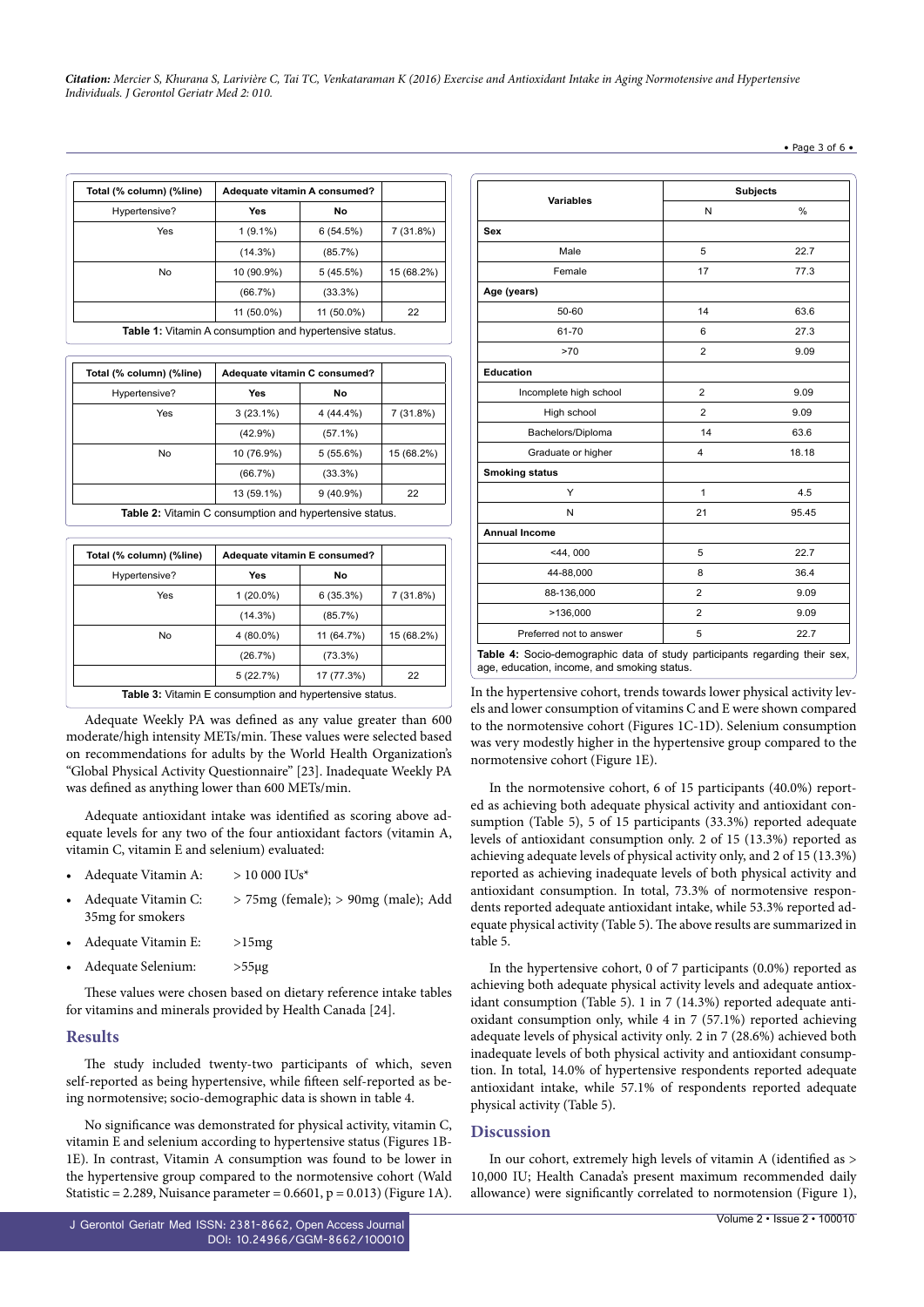| Total (% column) (%line) | Adequate vitamin A consumed? | | |
|---|---|---|---|
| Hypertensive? | Yes | No | |
| Yes | 1 (9.1%) | 6 (54.5%) | 7 (31.8%) |
| | (14.3%) | (85.7%) | |
| No | 10 (90.9%) | 5 (45.5%) | 15 (68.2%) |
| | (66.7%) | (33.3%) | |
| | 11 (50.0%) | 11 (50.0%) | 22 |

**Table 1:** Vitamin A consumption and hypertensive status.

| Total (% column) (%line) | Adequate vitamin C consumed? | | |
|---|---|---|---|
| Hypertensive? | Yes | No | |
| Yes | 3 (23.1%) | 4 (44.4%) | 7 (31.8%) |
| | (42.9%) | (57.1%) | |
| No | 10 (76.9%) | 5 (55.6%) | 15 (68.2%) |
| | (66.7%) | (33.3%) | |
| | 13 (59.1%) | 9 (40.9%) | 22 |

**Table 2:** Vitamin C consumption and hypertensive status.

| Total (% column) (%line) | Adequate vitamin E consumed? | | |
|---|---|---|---|
| Hypertensive? | Yes | No | |
| Yes | 1 (20.0%) | 6 (35.3%) | 7 (31.8%) |
| | (14.3%) | (85.7%) | |
| No | 4 (80.0%) | 11 (64.7%) | 15 (68.2%) |
| | (26.7%) | (73.3%) | |
| | 5 (22.7%) | 17 (77.3%) | 22 |

**Table 3:** Vitamin E consumption and hypertensive status.

Adequate Weekly PA was defined as any value greater than 600 moderate/high intensity METs/min. These values were selected based on recommendations for adults by the World Health Organization's "Global Physical Activity Questionnaire" [23]. Inadequate Weekly PA was defined as anything lower than 600 METs/min.

Adequate antioxidant intake was identified as scoring above adequate levels for any two of the four antioxidant factors (vitamin A, vitamin C, vitamin E and selenium) evaluated:

- Adequate Vitamin A: > 10 000 IUs*
- Adequate Vitamin C: > 75mg (female); > 90mg (male); Add 35mg for smokers
- Adequate Vitamin E: >15mg
- Adequate Selenium: >55μg

These values were chosen based on dietary reference intake tables for vitamins and minerals provided by Health Canada [24].

## Results

The study included twenty-two participants of which, seven self-reported as being hypertensive, while fifteen self-reported as being normotensive; socio-demographic data is shown in table 4.

No significance was demonstrated for physical activity, vitamin C, vitamin E and selenium according to hypertensive status (Figures 1B-1E). In contrast, Vitamin A consumption was found to be lower in the hypertensive group compared to the normotensive cohort (Wald Statistic = 2.289, Nuisance parameter = 0.6601, $p = 0.013$) (Figure 1A).

| Variables | Subjects | |
|---|---|---|
| | N | % |
| **Sex** | | |
| Male | 5 | 22.7 |
| Female | 17 | 77.3 |
| **Age (years)** | | |
| 50-60 | 14 | 63.6 |
| 61-70 | 6 | 27.3 |
| >70 | 2 | 9.09 |
| **Education** | | |
| Incomplete high school | 2 | 9.09 |
| High school | 2 | 9.09 |
| Bachelors/Diploma | 14 | 63.6 |
| Graduate or higher | 4 | 18.18 |
| **Smoking status** | | |
| Y | 1 | 4.5 |
| N | 21 | 95.45 |
| **Annual Income** | | |
| <44, 000 | 5 | 22.7 |
| 44-88,000 | 8 | 36.4 |
| 88-136,000 | 2 | 9.09 |
| >136,000 | 2 | 9.09 |
| Preferred not to answer | 5 | 22.7 |

**Table 4:** Socio-demographic data of study participants regarding their sex, age, education, income, and smoking status.

In the hypertensive cohort, trends towards lower physical activity levels and lower consumption of vitamins C and E were shown compared to the normotensive cohort (Figures 1C-1D). Selenium consumption was very modestly higher in the hypertensive group compared to the normotensive cohort (Figure 1E).

In the normotensive cohort, 6 of 15 participants (40.0%) reported as achieving both adequate physical activity and antioxidant consumption (Table 5), 5 of 15 participants (33.3%) reported adequate levels of antioxidant consumption only. 2 of 15 (13.3%) reported as achieving adequate levels of physical activity only, and 2 of 15 (13.3%) reported as achieving inadequate levels of both physical activity and antioxidant consumption. In total, 73.3% of normotensive respondents reported adequate antioxidant intake, while 53.3% reported adequate physical activity (Table 5). The above results are summarized in table 5.

In the hypertensive cohort, 0 of 7 participants (0.0%) reported as achieving both adequate physical activity levels and adequate antioxidant consumption (Table 5). 1 in 7 (14.3%) reported adequate antioxidant consumption only, while 4 in 7 (57.1%) reported achieving adequate levels of physical activity only. 2 in 7 (28.6%) achieved both inadequate levels of both physical activity and antioxidant consumption. In total, 14.0% of hypertensive respondents reported adequate antioxidant intake, while 57.1% of respondents reported adequate physical activity (Table 5).

## Discussion

In our cohort, extremely high levels of vitamin A (identified as > 10,000 IU; Health Canada's present maximum recommended daily allowance) were significantly correlated to normotension (Figure 1),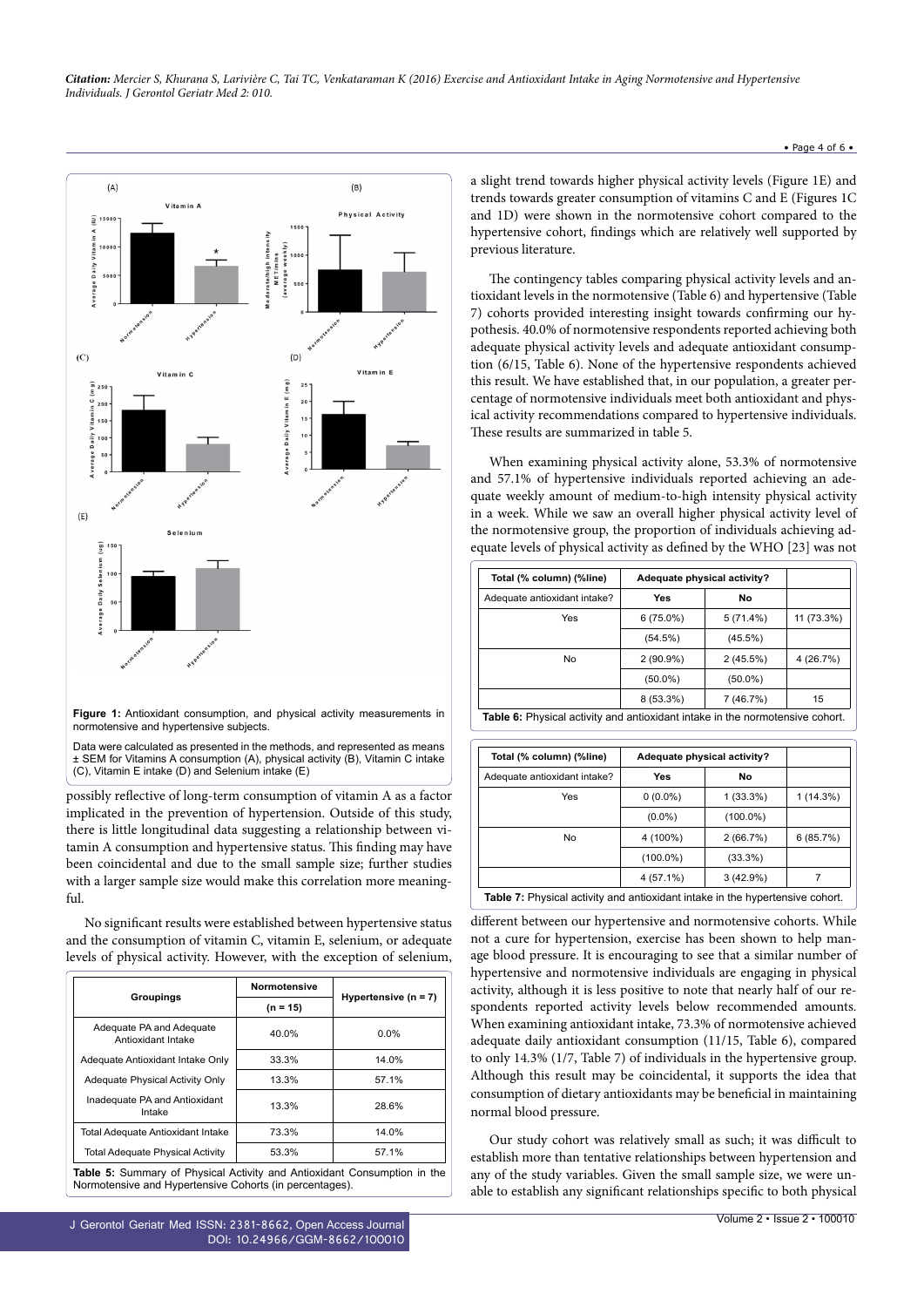**Figure 1:** Antioxidant consumption, and physical activity measurements in normotensive and hypertensive subjects.

Data were calculated as presented in the methods, and represented as means ± SEM for Vitamins A consumption (A), physical activity (B), Vitamin C intake (C), Vitamin E intake (D) and Selenium intake (E)

possibly reflective of long-term consumption of vitamin A as a factor implicated in the prevention of hypertension. Outside of this study, there is little longitudinal data suggesting a relationship between vitamin A consumption and hypertensive status. This finding may have been coincidental and due to the small sample size; further studies with a larger sample size would make this correlation more meaningful.

No significant results were established between hypertensive status and the consumption of vitamin C, vitamin E, selenium, or adequate levels of physical activity. However, with the exception of selenium,

| Groupings | Normotensive (n = 15) | Hypertensive (n = 7) |
|---|---|---|
| Adequate PA and Adequate Antioxidant Intake | 40.0% | 0.0% |
| Adequate Antioxidant Intake Only | 33.3% | 14.0% |
| Adequate Physical Activity Only | 13.3% | 57.1% |
| Inadequate PA and Antioxidant Intake | 13.3% | 28.6% |
| Total Adequate Antioxidant Intake | 73.3% | 14.0% |
| Total Adequate Physical Activity | 53.3% | 57.1% |

**Table 5:** Summary of Physical Activity and Antioxidant Consumption in the Normotensive and Hypertensive Cohorts (in percentages).

a slight trend towards higher physical activity levels (Figure 1E) and trends towards greater consumption of vitamins C and E (Figures 1C and 1D) were shown in the normotensive cohort compared to the hypertensive cohort, findings which are relatively well supported by previous literature.

The contingency tables comparing physical activity levels and antioxidant levels in the normotensive (Table 6) and hypertensive (Table 7) cohorts provided interesting insight towards confirming our hypothesis. 40.0% of normotensive respondents reported achieving both adequate physical activity levels and adequate antioxidant consumption (6/15, Table 6). None of the hypertensive respondents achieved this result. We have established that, in our population, a greater percentage of normotensive individuals meet both antioxidant and physical activity recommendations compared to hypertensive individuals. These results are summarized in table 5.

When examining physical activity alone, 53.3% of normotensive and 57.1% of hypertensive individuals reported achieving an adequate weekly amount of medium-to-high intensity physical activity in a week. While we saw an overall higher physical activity level of the normotensive group, the proportion of individuals achieving adequate levels of physical activity as defined by the WHO [23] was not

| Total (% column) (%line) | Adequate physical activity? | | |
|---|---|---|---|
| Adequate antioxidant intake? | Yes | No | |
| Yes | 6 (75.0%) | 5 (71.4%) | 11 (73.3%) |
| | (54.5%) | (45.5%) | |
| No | 2 (90.9%) | 2 (45.5%) | 4 (26.7%) |
| | (50.0%) | (50.0%) | |
| | 8 (53.3%) | 7 (46.7%) | 15 |

**Table 6:** Physical activity and antioxidant intake in the normotensive cohort.

| Total (% column) (%line) | Adequate physical activity? | | |
|---|---|---|---|
| Adequate antioxidant intake? | Yes | No | |
| Yes | 0 (0.0%) | 1 (33.3%) | 1 (14.3%) |
| | (0.0%) | (100.0%) | |
| No | 4 (100%) | 2 (66.7%) | 6 (85.7%) |
| | (100.0%) | (33.3%) | |
| | 4 (57.1%) | 3 (42.9%) | 7 |

**Table 7:** Physical activity and antioxidant intake in the hypertensive cohort.

different between our hypertensive and normotensive cohorts. While not a cure for hypertension, exercise has been shown to help manage blood pressure. It is encouraging to see that a similar number of hypertensive and normotensive individuals are engaging in physical activity, although it is less positive to note that nearly half of our respondents reported activity levels below recommended amounts. When examining antioxidant intake, 73.3% of normotensive achieved adequate daily antioxidant consumption (11/15, Table 6), compared to only 14.3% (1/7, Table 7) of individuals in the hypertensive group. Although this result may be coincidental, it supports the idea that consumption of dietary antioxidants may be beneficial in maintaining normal blood pressure.

Our study cohort was relatively small as such; it was difficult to establish more than tentative relationships between hypertension and any of the study variables. Given the small sample size, we were unable to establish any significant relationships specific to both physical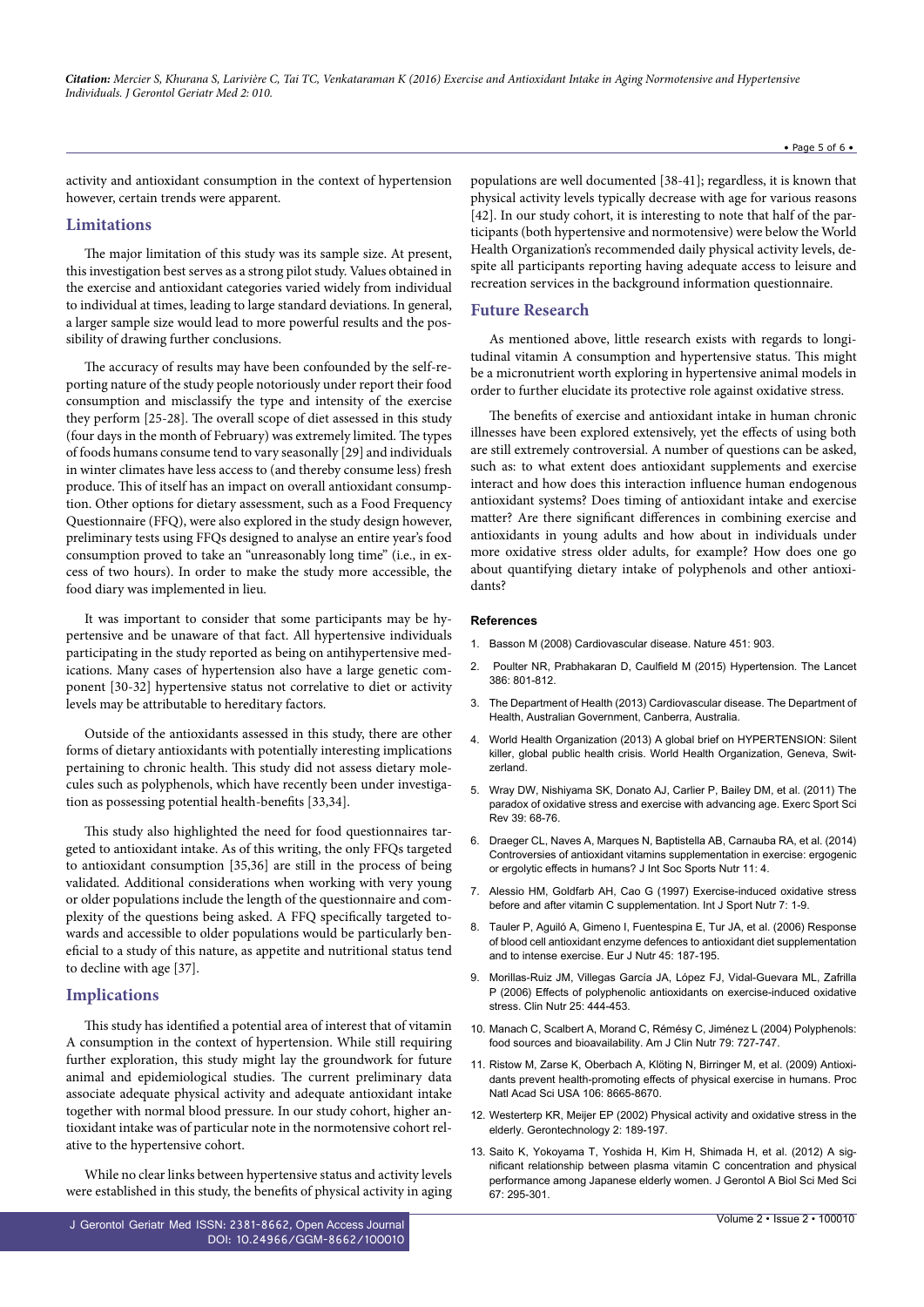activity and antioxidant consumption in the context of hypertension however, certain trends were apparent.

## Limitations

The major limitation of this study was its sample size. At present, this investigation best serves as a strong pilot study. Values obtained in the exercise and antioxidant categories varied widely from individual to individual at times, leading to large standard deviations. In general, a larger sample size would lead to more powerful results and the possibility of drawing further conclusions.

The accuracy of results may have been confounded by the self-reporting nature of the study people notoriously under report their food consumption and misclassify the type and intensity of the exercise they perform [25-28]. The overall scope of diet assessed in this study (four days in the month of February) was extremely limited. The types of foods humans consume tend to vary seasonally [29] and individuals in winter climates have less access to (and thereby consume less) fresh produce. This of itself has an impact on overall antioxidant consumption. Other options for dietary assessment, such as a Food Frequency Questionnaire (FFQ), were also explored in the study design however, preliminary tests using FFQs designed to analyse an entire year's food consumption proved to take an "unreasonably long time" (i.e., in excess of two hours). In order to make the study more accessible, the food diary was implemented in lieu.

It was important to consider that some participants may be hypertensive and be unaware of that fact. All hypertensive individuals participating in the study reported as being on antihypertensive medications. Many cases of hypertension also have a large genetic component [30-32] hypertensive status not correlative to diet or activity levels may be attributable to hereditary factors.

Outside of the antioxidants assessed in this study, there are other forms of dietary antioxidants with potentially interesting implications pertaining to chronic health. This study did not assess dietary molecules such as polyphenols, which have recently been under investigation as possessing potential health-benefits [33,34].

This study also highlighted the need for food questionnaires targeted to antioxidant intake. As of this writing, the only FFQs targeted to antioxidant consumption [35,36] are still in the process of being validated. Additional considerations when working with very young or older populations include the length of the questionnaire and complexity of the questions being asked. A FFQ specifically targeted towards and accessible to older populations would be particularly beneficial to a study of this nature, as appetite and nutritional status tend to decline with age [37].

## Implications

This study has identified a potential area of interest that of vitamin A consumption in the context of hypertension. While still requiring further exploration, this study might lay the groundwork for future animal and epidemiological studies. The current preliminary data associate adequate physical activity and adequate antioxidant intake together with normal blood pressure. In our study cohort, higher antioxidant intake was of particular note in the normotensive cohort relative to the hypertensive cohort.

While no clear links between hypertensive status and activity levels were established in this study, the benefits of physical activity in aging populations are well documented [38-41]; regardless, it is known that physical activity levels typically decrease with age for various reasons [42]. In our study cohort, it is interesting to note that half of the participants (both hypertensive and normotensive) were below the World Health Organization's recommended daily physical activity levels, despite all participants reporting having adequate access to leisure and recreation services in the background information questionnaire.

## Future Research

As mentioned above, little research exists with regards to longitudinal vitamin A consumption and hypertensive status. This might be a micronutrient worth exploring in hypertensive animal models in order to further elucidate its protective role against oxidative stress.

The benefits of exercise and antioxidant intake in human chronic illnesses have been explored extensively, yet the effects of using both are still extremely controversial. A number of questions can be asked, such as: to what extent does antioxidant supplements and exercise interact and how does this interaction influence human endogenous antioxidant systems? Does timing of antioxidant intake and exercise matter? Are there significant differences in combining exercise and antioxidants in young adults and how about in individuals under more oxidative stress older adults, for example? How does one go about quantifying dietary intake of polyphenols and other antioxidants?

### References

1. Basson M (2008) Cardiovascular disease. Nature 451: 903.
2. Poulter NR, Prabhakaran D, Caulfield M (2015) Hypertension. The Lancet 386: 801-812.
3. The Department of Health (2013) Cardiovascular disease. The Department of Health, Australian Government, Canberra, Australia.
4. World Health Organization (2013) A global brief on HYPERTENSION: Silent killer, global public health crisis. World Health Organization, Geneva, Switzerland.
5. Wray DW, Nishiyama SK, Donato AJ, Carlier P, Bailey DM, et al. (2011) The paradox of oxidative stress and exercise with advancing age. Exerc Sport Sci Rev 39: 68-76.
6. Draeger CL, Naves A, Marques N, Baptistella AB, Carnauba RA, et al. (2014) Controversies of antioxidant vitamins supplementation in exercise: ergogenic or ergolytic effects in humans? J Int Soc Sports Nutr 11: 4.
7. Alessio HM, Goldfarb AH, Cao G (1997) Exercise-induced oxidative stress before and after vitamin C supplementation. Int J Sport Nutr 7: 1-9.
8. Tauler P, Aguiló A, Gimeno I, Fuentespina E, Tur JA, et al. (2006) Response of blood cell antioxidant enzyme defences to antioxidant diet supplementation and to intense exercise. Eur J Nutr 45: 187-195.
9. Morillas-Ruiz JM, Villegas García JA, López FJ, Vidal-Guevara ML, Zafrilla P (2006) Effects of polyphenolic antioxidants on exercise-induced oxidative stress. Clin Nutr 25: 444-453.
10. Manach C, Scalbert A, Morand C, Rémésy C, Jiménez L (2004) Polyphenols: food sources and bioavailability. Am J Clin Nutr 79: 727-747.
11. Ristow M, Zarse K, Oberbach A, Klöting N, Birringer M, et al. (2009) Antioxidants prevent health-promoting effects of physical exercise in humans. Proc Natl Acad Sci USA 106: 8665-8670.
12. Westerterp KR, Meijer EP (2002) Physical activity and oxidative stress in the elderly. Gerontechnology 2: 189-197.
13. Saito K, Yokoyama T, Yoshida H, Kim H, Shimada H, et al. (2012) A significant relationship between plasma vitamin C concentration and physical performance among Japanese elderly women. J Gerontol A Biol Sci Med Sci 67: 295-301.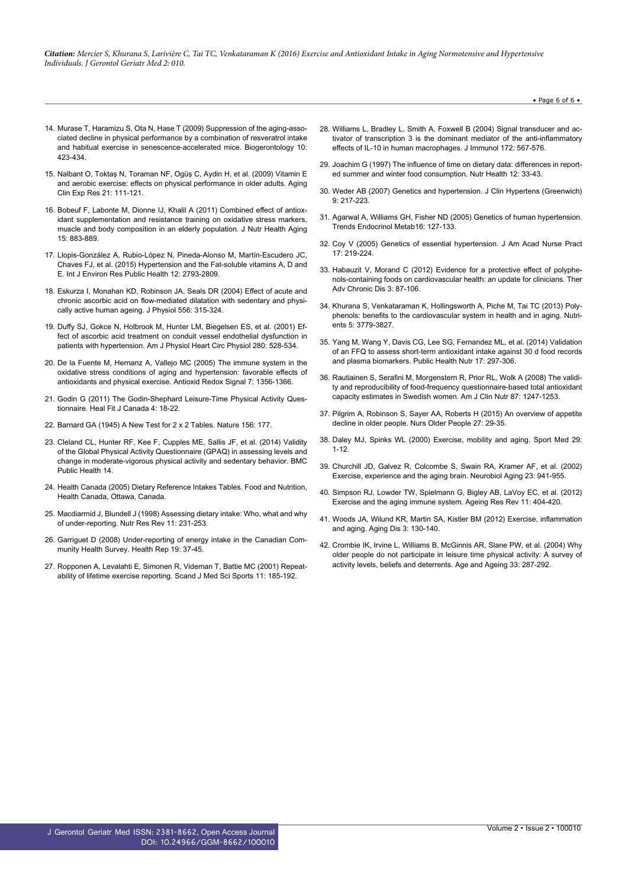14. Murase T, Haramizu S, Ota N, Hase T (2009) Suppression of the aging-associated decline in physical performance by a combination of resveratrol intake and habitual exercise in senescence-accelerated mice. Biogerontology 10: 423-434.

15. Nalbant O, Toktaş N, Toraman NF, Ogüş C, Aydin H, et al. (2009) Vitamin E and aerobic exercise: effects on physical performance in older adults. Aging Clin Exp Res 21: 111-121.

16. Bobeuf F, Labonte M, Dionne IJ, Khalil A (2011) Combined effect of antioxidant supplementation and resistance training on oxidative stress markers, muscle and body composition in an elderly population. J Nutr Health Aging 15: 883-889.

17. Llopis-González A, Rubio-López N, Pineda-Alonso M, Martín-Escudero JC, Chaves FJ, et al. (2015) Hypertension and the Fat-soluble vitamins A, D and E. Int J Environ Res Public Health 12: 2793-2809.

18. Eskurza I, Monahan KD, Robinson JA, Seals DR (2004) Effect of acute and chronic ascorbic acid on flow-mediated dilatation with sedentary and physically active human ageing. J Physiol 556: 315-324.

19. Duffy SJ, Gokce N, Holbrook M, Hunter LM, Biegelsen ES, et al. (2001) Effect of ascorbic acid treatment on conduit vessel endothelial dysfunction in patients with hypertension. Am J Physiol Heart Circ Physiol 280: 528-534.

20. De la Fuente M, Hernanz A, Vallejo MC (2005) The immune system in the oxidative stress conditions of aging and hypertension: favorable effects of antioxidants and physical exercise. Antioxid Redox Signal 7: 1356-1366.

21. Godin G (2011) The Godin-Shephard Leisure-Time Physical Activity Questionnaire. Heal Fit J Canada 4: 18-22.

22. Barnard GA (1945) A New Test for 2 x 2 Tables. Nature 156: 177.

23. Cleland CL, Hunter RF, Kee F, Cupples ME, Sallis JF, et al. (2014) Validity of the Global Physical Activity Questionnaire (GPAQ) in assessing levels and change in moderate-vigorous physical activity and sedentary behavior. BMC Public Health 14.

24. Health Canada (2005) Dietary Reference Intakes Tables. Food and Nutrition, Health Canada, Ottawa, Canada.

25. Macdiarmid J, Blundell J (1998) Assessing dietary intake: Who, what and why of under-reporting. Nutr Res Rev 11: 231-253.

26. Garriguet D (2008) Under-reporting of energy intake in the Canadian Community Health Survey. Health Rep 19: 37-45.

27. Ropponen A, Levalahti E, Simonen R, Videman T, Battie MC (2001) Repeatability of lifetime exercise reporting. Scand J Med Sci Sports 11: 185-192.

28. Williams L, Bradley L, Smith A, Foxwell B (2004) Signal transducer and activator of transcription 3 is the dominant mediator of the anti-inflammatory effects of IL-10 in human macrophages. J Immunol 172: 567-576.

29. Joachim G (1997) The influence of time on dietary data: differences in reported summer and winter food consumption. Nutr Health 12: 33-43.

30. Weder AB (2007) Genetics and hypertension. J Clin Hypertens (Greenwich) 9: 217-223.

31. Agarwal A, Williams GH, Fisher ND (2005) Genetics of human hypertension. Trends Endocrinol Metab16: 127-133.

32. Coy V (2005) Genetics of essential hypertension. J Am Acad Nurse Pract 17: 219-224.

33. Habauzit V, Morand C (2012) Evidence for a protective effect of polyphenols-containing foods on cardiovascular health: an update for clinicians. Ther Adv Chronic Dis 3: 87-106.

34. Khurana S, Venkataraman K, Hollingsworth A, Piche M, Tai TC (2013) Polyphenols: benefits to the cardiovascular system in health and in aging. Nutrients 5: 3779-3827.

35. Yang M, Wang Y, Davis CG, Lee SG, Fernandez ML, et al. (2014) Validation of an FFQ to assess short-term antioxidant intake against 30 d food records and plasma biomarkers. Public Health Nutr 17: 297-306.

36. Rautiainen S, Serafini M, Morgenstern R, Prior RL, Wolk A (2008) The validity and reproducibility of food-frequency questionnaire-based total antioxidant capacity estimates in Swedish women. Am J Clin Nutr 87: 1247-1253.

37. Pilgrim A, Robinson S, Sayer AA, Roberts H (2015) An overview of appetite decline in older people. Nurs Older People 27: 29-35.

38. Daley MJ, Spinks WL (2000) Exercise, mobility and aging. Sport Med 29: 1-12.

39. Churchill JD, Galvez R, Colcombe S, Swain RA, Kramer AF, et al. (2002) Exercise, experience and the aging brain. Neurobiol Aging 23: 941-955.

40. Simpson RJ, Lowder TW, Spielmann G, Bigley AB, LaVoy EC, et al. (2012) Exercise and the aging immune system. Ageing Res Rev 11: 404-420.

41. Woods JA, Wilund KR, Martin SA, Kistler BM (2012) Exercise, inflammation and aging. Aging Dis 3: 130-140.

42. Crombie IK, Irvine L, Williams B, McGinnis AR, Slane PW, et al. (2004) Why older people do not participate in leisure time physical activity: A survey of activity levels, beliefs and deterrents. Age and Ageing 33: 287-292.